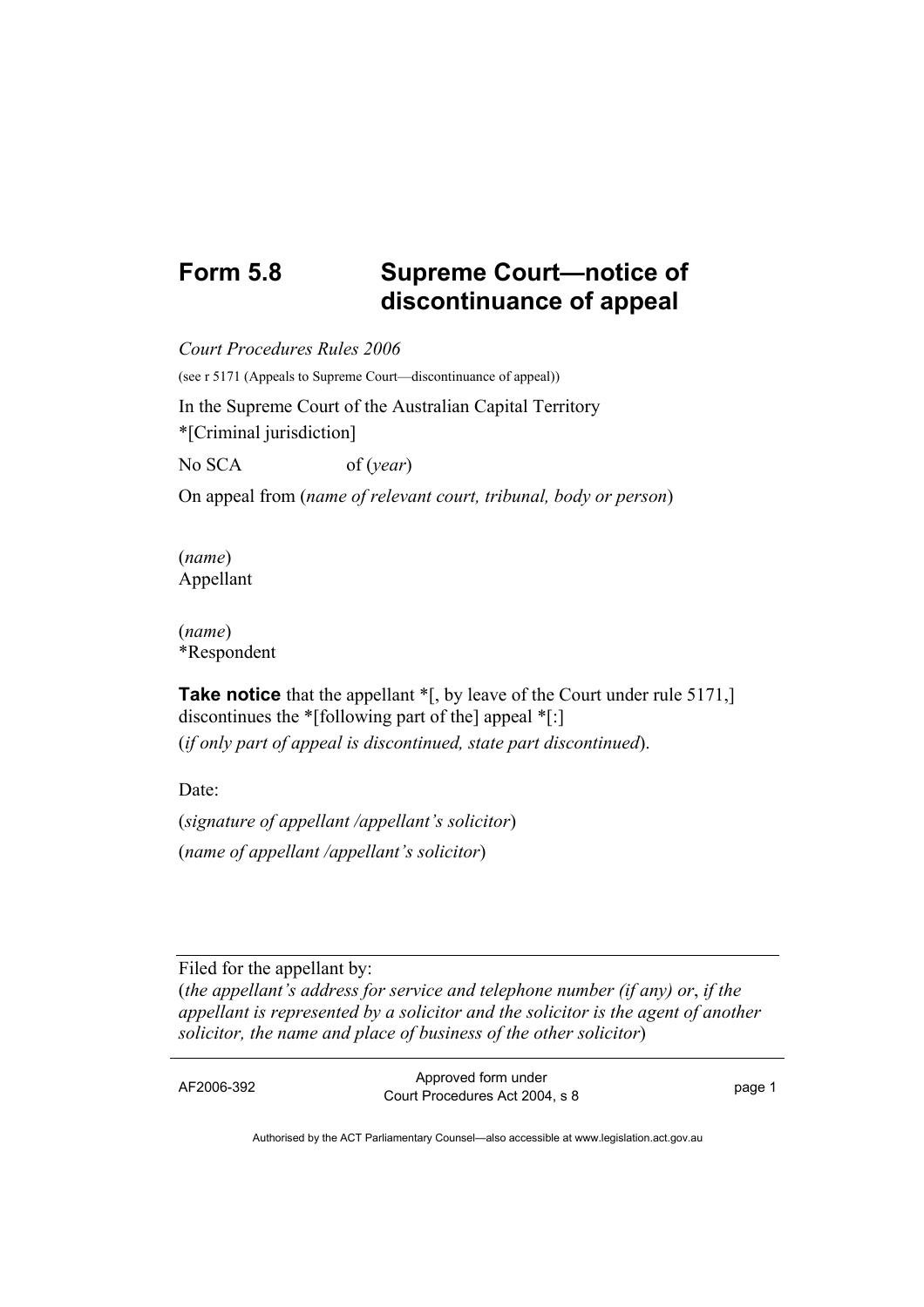# Form 5.8 Supreme Court—notice of discontinuance of appeal

*Court Procedures Rules 2006*

(see r 5171 (Appeals to Supreme Court—discontinuance of appeal))

In the Supreme Court of the Australian Capital Territory

*[Criminal jurisdiction]

No SCA of (*year*)

On appeal from (*name of relevant court, tribunal, body or person*)

(*name*)
Appellant

(*name*)
*Respondent

**Take notice** that the appellant *[, by leave of the Court under rule 5171,] discontinues the *[following part of the] appeal *[:]
(*if only part of appeal is discontinued, state part discontinued*).

Date:

(*signature of appellant /appellant's solicitor*)

(*name of appellant /appellant's solicitor*)

---

Filed for the appellant by:
(*the appellant's address for service and telephone number (if any) or*, *if the appellant is represented by a solicitor and the solicitor is the agent of another solicitor, the name and place of business of the other solicitor*)

AF2006-392 Approved form under Court Procedures Act 2004, s 8

Authorised by the ACT Parliamentary Counsel—also accessible at www.legislation.act.gov.au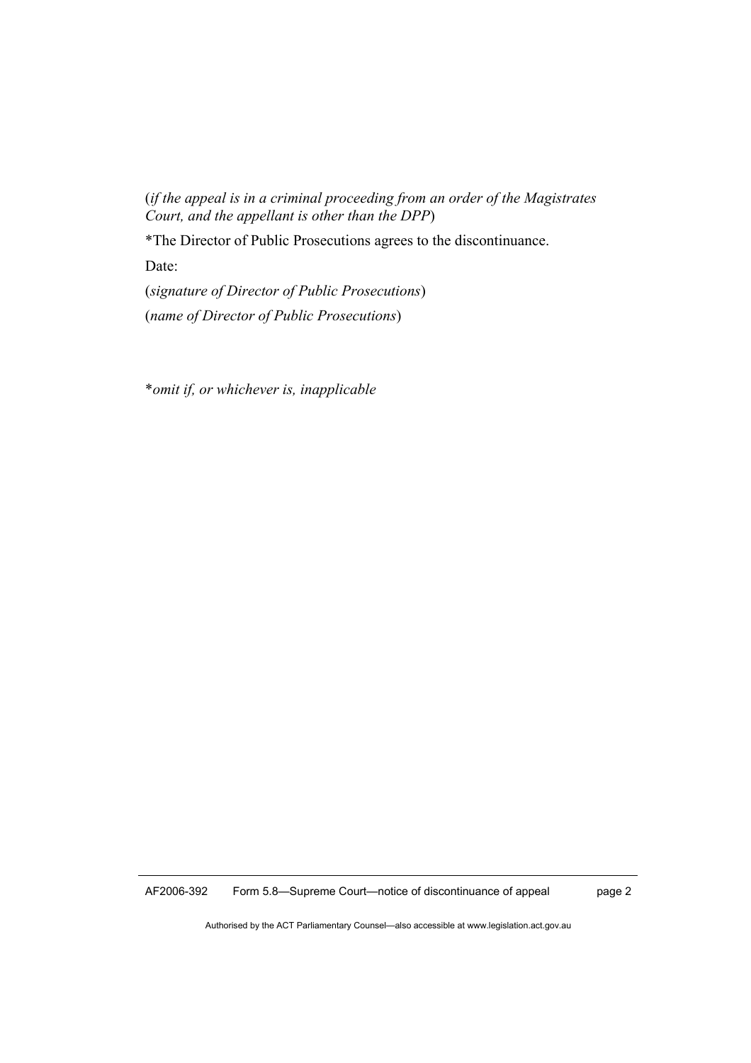(*if the appeal is in a criminal proceeding from an order of the Magistrates Court, and the appellant is other than the DPP*)

*The Director of Public Prosecutions agrees to the discontinuance.

Date:

(*signature of Director of Public Prosecutions*)

(*name of Director of Public Prosecutions*)

**omit if, or whichever is, inapplicable*